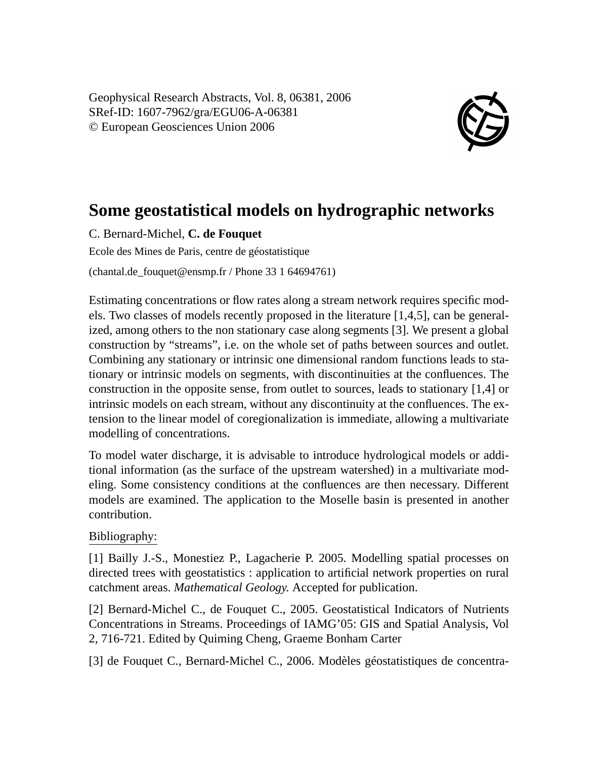Geophysical Research Abstracts, Vol. 8, 06381, 2006
SRef-ID: 1607-7962/gra/EGU06-A-06381
© European Geosciences Union 2006

# Some geostatistical models on hydrographic networks

C. Bernard-Michel, **C. de Fouquet**

Ecole des Mines de Paris, centre de géostatistique

(chantal.de_fouquet@ensmp.fr / Phone 33 1 64694761)

Estimating concentrations or flow rates along a stream network requires specific models. Two classes of models recently proposed in the literature [1,4,5], can be generalized, among others to the non stationary case along segments [3]. We present a global construction by "streams", i.e. on the whole set of paths between sources and outlet. Combining any stationary or intrinsic one dimensional random functions leads to stationary or intrinsic models on segments, with discontinuities at the confluences. The construction in the opposite sense, from outlet to sources, leads to stationary [1,4] or intrinsic models on each stream, without any discontinuity at the confluences. The extension to the linear model of coregionalization is immediate, allowing a multivariate modelling of concentrations.

To model water discharge, it is advisable to introduce hydrological models or additional information (as the surface of the upstream watershed) in a multivariate modeling. Some consistency conditions at the confluences are then necessary. Different models are examined. The application to the Moselle basin is presented in another contribution.

Bibliography:

[1] Bailly J.-S., Monestiez P., Lagacherie P. 2005. Modelling spatial processes on directed trees with geostatistics : application to artificial network properties on rural catchment areas. *Mathematical Geology.* Accepted for publication.

[2] Bernard-Michel C., de Fouquet C., 2005. Geostatistical Indicators of Nutrients Concentrations in Streams. Proceedings of IAMG'05: GIS and Spatial Analysis, Vol 2, 716-721. Edited by Quiming Cheng, Graeme Bonham Carter

[3] de Fouquet C., Bernard-Michel C., 2006. Modèles géostatistiques de concentra-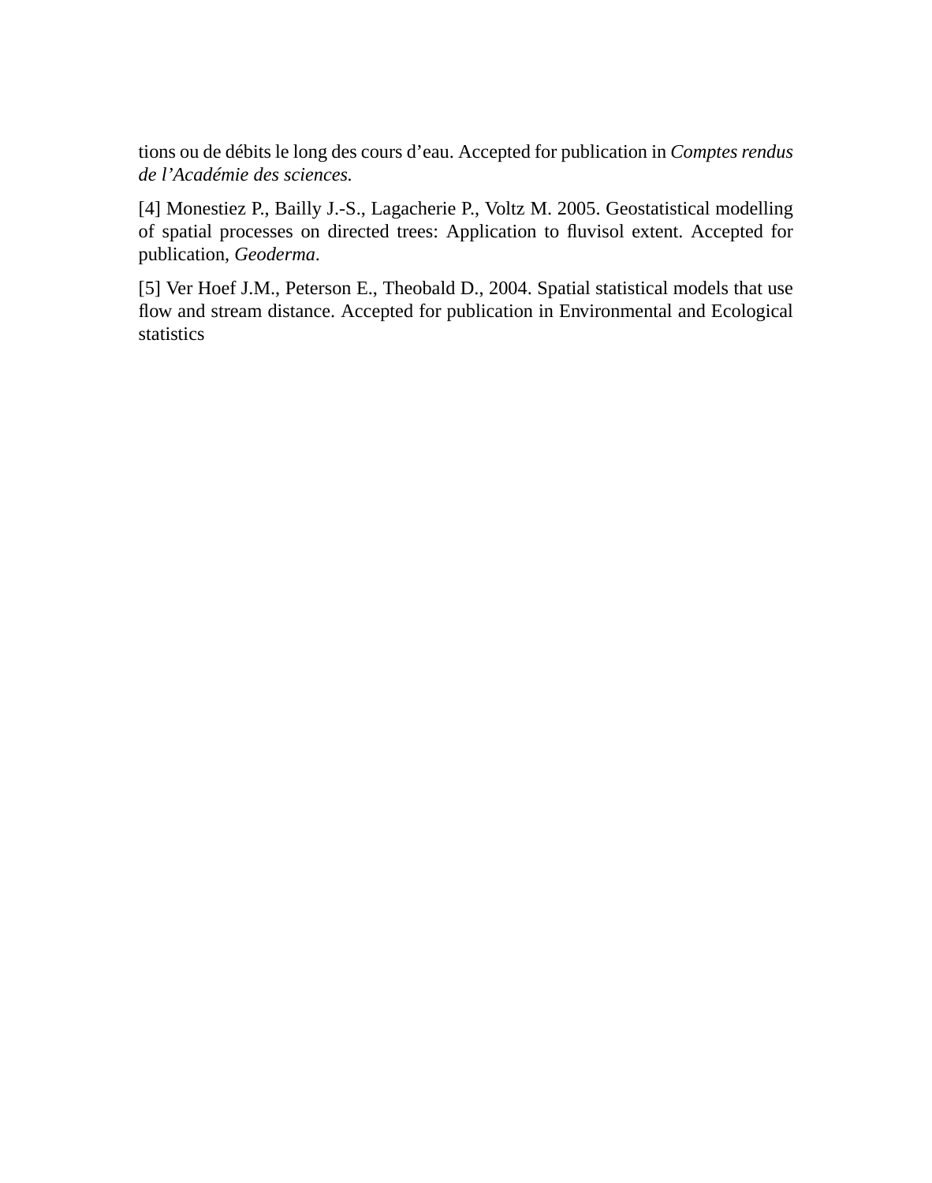tions ou de débits le long des cours d'eau. Accepted for publication in *Comptes rendus de l'Académie des sciences.*

[4] Monestiez P., Bailly J.-S., Lagacherie P., Voltz M. 2005. Geostatistical modelling of spatial processes on directed trees: Application to fluvisol extent. Accepted for publication, *Geoderma*.

[5] Ver Hoef J.M., Peterson E., Theobald D., 2004. Spatial statistical models that use flow and stream distance. Accepted for publication in Environmental and Ecological statistics